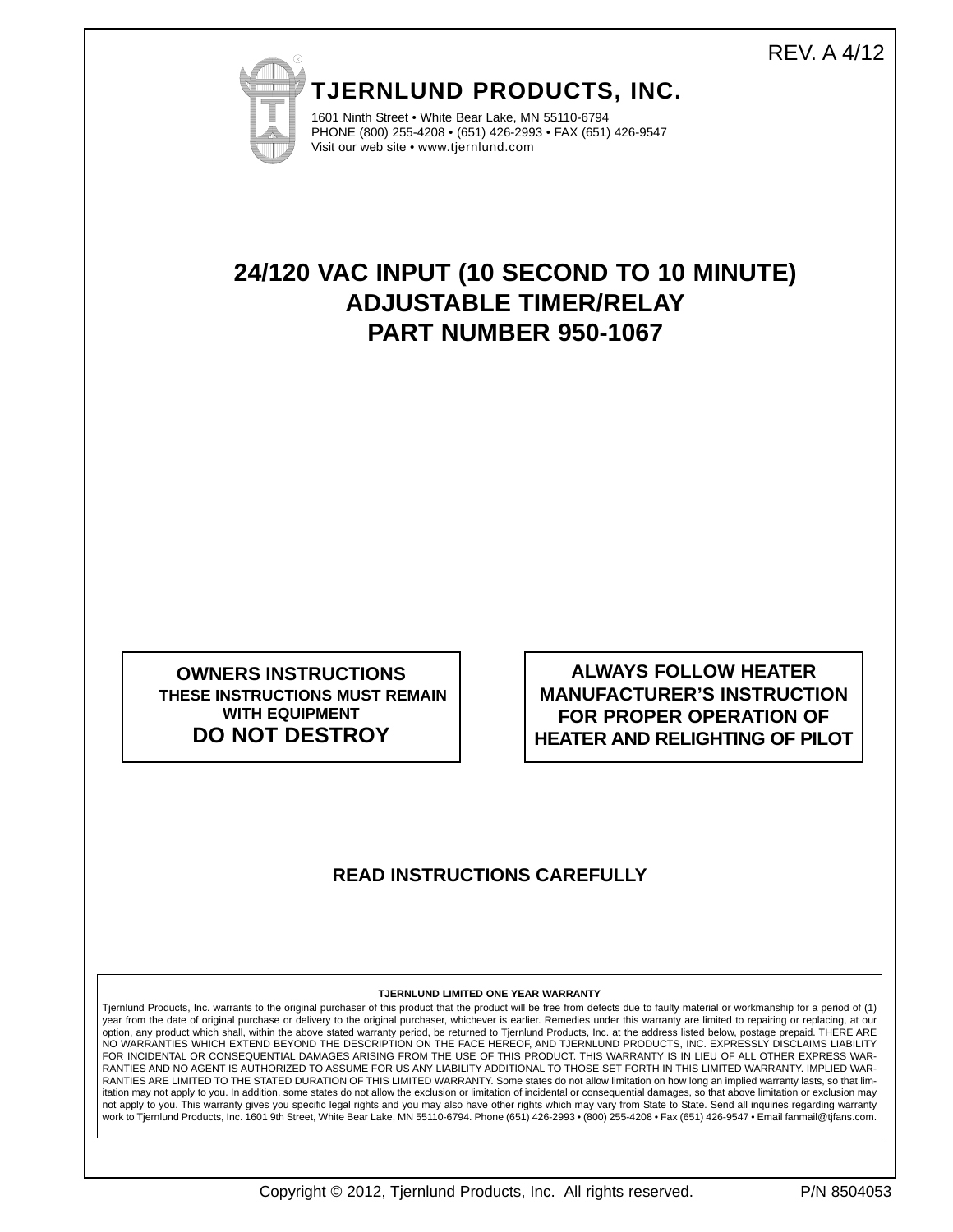REV. A 4/12

# TJERNLUND PRODUCTS, INC.

1601 Ninth Street • White Bear Lake, MN 55110-6794
PHONE (800) 255-4208 • (651) 426-2993 • FAX (651) 426-9547
Visit our web site • www.tjernlund.com

# 24/120 VAC INPUT (10 SECOND TO 10 MINUTE) ADJUSTABLE TIMER/RELAY PART NUMBER 950-1067

**OWNERS INSTRUCTIONS**
**THESE INSTRUCTIONS MUST REMAIN WITH EQUIPMENT**
**DO NOT DESTROY**

**ALWAYS FOLLOW HEATER MANUFACTURER'S INSTRUCTION FOR PROPER OPERATION OF HEATER AND RELIGHTING OF PILOT**

**READ INSTRUCTIONS CAREFULLY**

**TJERNLUND LIMITED ONE YEAR WARRANTY**

Tjernlund Products, Inc. warrants to the original purchaser of this product that the product will be free from defects due to faulty material or workmanship for a period of (1) year from the date of original purchase or delivery to the original purchaser, whichever is earlier. Remedies under this warranty are limited to repairing or replacing, at our option, any product which shall, within the above stated warranty period, be returned to Tjernlund Products, Inc. at the address listed below, postage prepaid. THERE ARE NO WARRANTIES WHICH EXTEND BEYOND THE DESCRIPTION ON THE FACE HEREOF, AND TJERNLUND PRODUCTS, INC. EXPRESSLY DISCLAIMS LIABILITY FOR INCIDENTAL OR CONSEQUENTIAL DAMAGES ARISING FROM THE USE OF THIS PRODUCT. THIS WARRANTY IS IN LIEU OF ALL OTHER EXPRESS WARRANTIES AND NO AGENT IS AUTHORIZED TO ASSUME FOR US ANY LIABILITY ADDITIONAL TO THOSE SET FORTH IN THIS LIMITED WARRANTY. IMPLIED WARRANTIES ARE LIMITED TO THE STATED DURATION OF THIS LIMITED WARRANTY. Some states do not allow limitation on how long an implied warranty lasts, so that limitation may not apply to you. In addition, some states do not allow the exclusion or limitation of incidental or consequential damages, so that above limitation or exclusion may not apply to you. This warranty gives you specific legal rights and you may also have other rights which may vary from State to State. Send all inquiries regarding warranty work to Tjernlund Products, Inc. 1601 9th Street, White Bear Lake, MN 55110-6794. Phone (651) 426-2993 • (800) 255-4208 • Fax (651) 426-9547 • Email fanmail@tjfans.com.

Copyright © 2012, Tjernlund Products, Inc. All rights reserved. P/N 8504053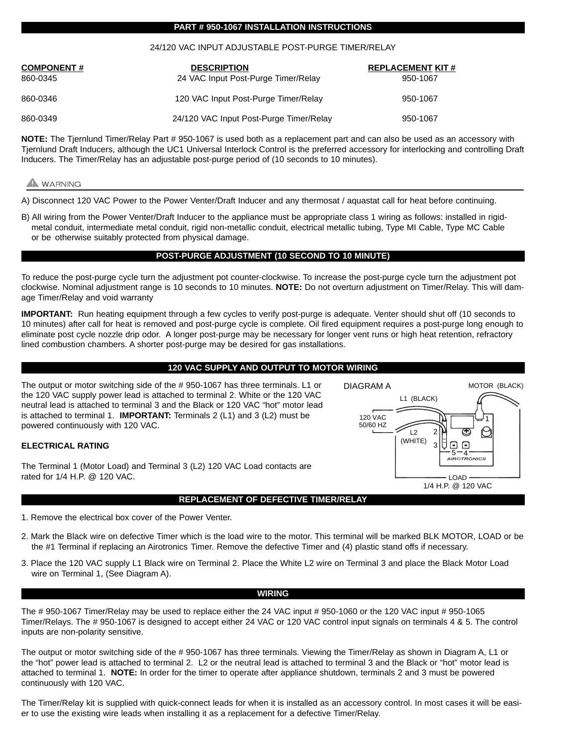## PART # 950-1067 INSTALLATION INSTRUCTIONS

24/120 VAC INPUT ADJUSTABLE POST-PURGE TIMER/RELAY

| COMPONENT # | DESCRIPTION | REPLACEMENT KIT # |
|---|---|---|
| 860-0345 | 24 VAC Input Post-Purge Timer/Relay | 950-1067 |
| 860-0346 | 120 VAC Input Post-Purge Timer/Relay | 950-1067 |
| 860-0349 | 24/120 VAC Input Post-Purge Timer/Relay | 950-1067 |

**NOTE:** The Tjernlund Timer/Relay Part # 950-1067 is used both as a replacement part and can also be used as an accessory with Tjernlund Draft Inducers, although the UC1 Universal Interlock Control is the preferred accessory for interlocking and controlling Draft Inducers. The Timer/Relay has an adjustable post-purge period of (10 seconds to 10 minutes).

**⚠ WARNING**

A) Disconnect 120 VAC Power to the Power Venter/Draft Inducer and any thermosat / aquastat call for heat before continuing.

B) All wiring from the Power Venter/Draft Inducer to the appliance must be appropriate class 1 wiring as follows: installed in rigid-metal conduit, intermediate metal conduit, rigid non-metallic conduit, electrical metallic tubing, Type MI Cable, Type MC Cable or be otherwise suitably protected from physical damage.

## POST-PURGE ADJUSTMENT (10 SECOND TO 10 MINUTE)

To reduce the post-purge cycle turn the adjustment pot counter-clockwise. To increase the post-purge cycle turn the adjustment pot clockwise. Nominal adjustment range is 10 seconds to 10 minutes. **NOTE:** Do not overturn adjustment on Timer/Relay. This will damage Timer/Relay and void warranty

**IMPORTANT:** Run heating equipment through a few cycles to verify post-purge is adequate. Venter should shut off (10 seconds to 10 minutes) after call for heat is removed and post-purge cycle is complete. Oil fired equipment requires a post-purge long enough to eliminate post cycle nozzle drip odor. A longer post-purge may be necessary for longer vent runs or high heat retention, refractory lined combustion chambers. A shorter post-purge may be desired for gas installations.

## 120 VAC SUPPLY AND OUTPUT TO MOTOR WIRING

The output or motor switching side of the # 950-1067 has three terminals. L1 or the 120 VAC supply power lead is attached to terminal 2. White or the 120 VAC neutral lead is attached to terminal 3 and the Black or 120 VAC "hot" motor lead is attached to terminal 1. **IMPORTANT:** Terminals 2 (L1) and 3 (L2) must be powered continuously with 120 VAC.

DIAGRAM A

MOTOR (BLACK)

L1 (BLACK)

120 VAC 50/60 HZ

L2 (WHITE)

1 2 3 5 4

AIROTRONICS

LOAD 1/4 H.P. @ 120 VAC

**ELECTRICAL RATING**

The Terminal 1 (Motor Load) and Terminal 3 (L2) 120 VAC Load contacts are rated for 1/4 H.P. @ 120 VAC.

## REPLACEMENT OF DEFECTIVE TIMER/RELAY

1. Remove the electrical box cover of the Power Venter.
2. Mark the Black wire on defective Timer which is the load wire to the motor. This terminal will be marked BLK MOTOR, LOAD or be the #1 Terminal if replacing an Airotronics Timer. Remove the defective Timer and (4) plastic stand offs if necessary.
3. Place the 120 VAC supply L1 Black wire on Terminal 2. Place the White L2 wire on Terminal 3 and place the Black Motor Load wire on Terminal 1, (See Diagram A).

## WIRING

The # 950-1067 Timer/Relay may be used to replace either the 24 VAC input # 950-1060 or the 120 VAC input # 950-1065 Timer/Relays. The # 950-1067 is designed to accept either 24 VAC or 120 VAC control input signals on terminals 4 & 5. The control inputs are non-polarity sensitive.

The output or motor switching side of the # 950-1067 has three terminals. Viewing the Timer/Relay as shown in Diagram A, L1 or the "hot" power lead is attached to terminal 2. L2 or the neutral lead is attached to terminal 3 and the Black or "hot" motor lead is attached to terminal 1. **NOTE:** In order for the timer to operate after appliance shutdown, terminals 2 and 3 must be powered continuously with 120 VAC.

The Timer/Relay kit is supplied with quick-connect leads for when it is installed as an accessory control. In most cases it will be easier to use the existing wire leads when installing it as a replacement for a defective Timer/Relay.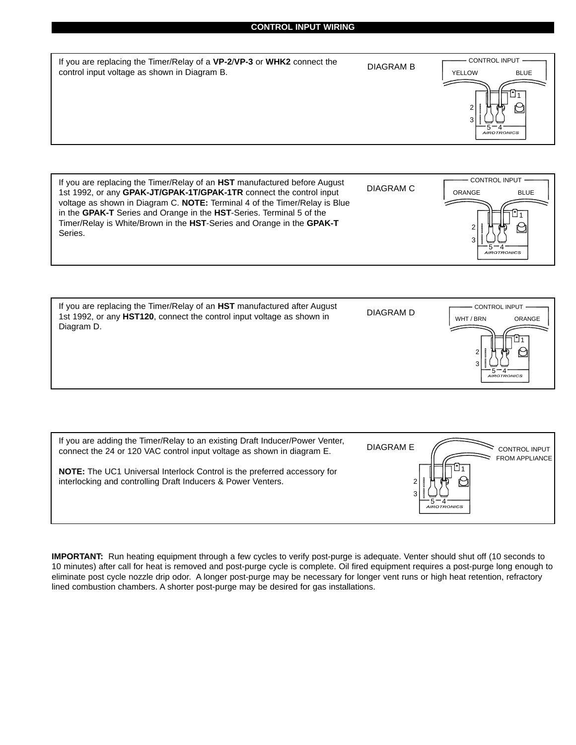## CONTROL INPUT WIRING

If you are replacing the Timer/Relay of a **VP-2**/**VP-3** or **WHK2** connect the control input voltage as shown in Diagram B.

DIAGRAM B

CONTROL INPUT
YELLOW BLUE
1
2
3
5 4
AIROTRONICS

If you are replacing the Timer/Relay of an **HST** manufactured before August 1st 1992, or any **GPAK-JT/GPAK-1T/GPAK-1TR** connect the control input voltage as shown in Diagram C. **NOTE:** Terminal 4 of the Timer/Relay is Blue in the **GPAK-T** Series and Orange in the **HST**-Series. Terminal 5 of the Timer/Relay is White/Brown in the **HST**-Series and Orange in the **GPAK-T** Series.

DIAGRAM C

CONTROL INPUT
ORANGE BLUE
1
2
3
5 4
AIROTRONICS

If you are replacing the Timer/Relay of an **HST** manufactured after August 1st 1992, or any **HST120**, connect the control input voltage as shown in Diagram D.

DIAGRAM D

CONTROL INPUT
WHT / BRN ORANGE
1
2
3
5 4
AIROTRONICS

If you are adding the Timer/Relay to an existing Draft Inducer/Power Venter, connect the 24 or 120 VAC control input voltage as shown in diagram E.

**NOTE:** The UC1 Universal Interlock Control is the preferred accessory for interlocking and controlling Draft Inducers & Power Venters.

DIAGRAM E

CONTROL INPUT FROM APPLIANCE
1
2
3
5 4
AIROTRONICS

**IMPORTANT:** Run heating equipment through a few cycles to verify post-purge is adequate. Venter should shut off (10 seconds to 10 minutes) after call for heat is removed and post-purge cycle is complete. Oil fired equipment requires a post-purge long enough to eliminate post cycle nozzle drip odor. A longer post-purge may be necessary for longer vent runs or high heat retention, refractory lined combustion chambers. A shorter post-purge may be desired for gas installations.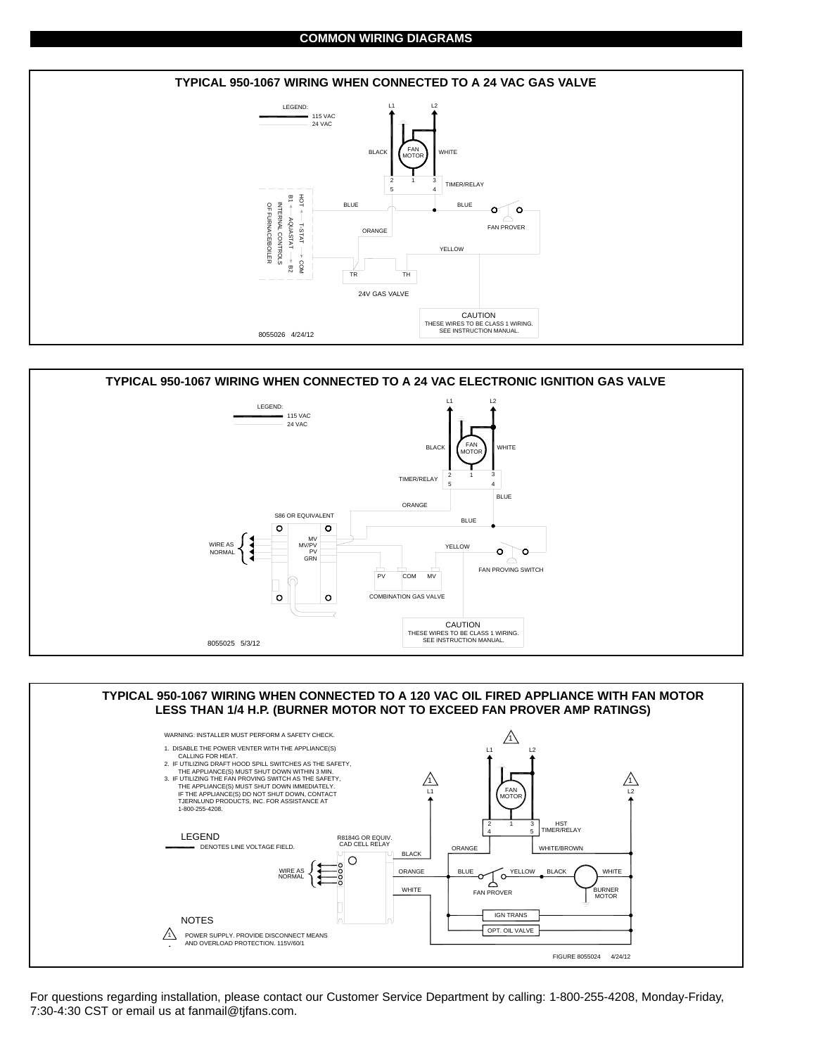## COMMON WIRING DIAGRAMS

### TYPICAL 950-1067 WIRING WHEN CONNECTED TO A 24 VAC GAS VALVE

LEGEND:
115 VAC
24 VAC

L1
L2
BLACK
FAN MOTOR
WHITE
2 1 3
5 4
TIMER/RELAY
BLUE
BLUE
FAN PROVER
ORANGE
YELLOW
HOT ← T-STAT → COM
B1 ← AQUASTAT → B2
INTERNAL CONTROLS
OF FURNACE/BOILER
TR
TH
24V GAS VALVE

CAUTION
THESE WIRES TO BE CLASS 1 WIRING.
SEE INSTRUCTION MANUAL.

8055026 4/24/12

### TYPICAL 950-1067 WIRING WHEN CONNECTED TO A 24 VAC ELECTRONIC IGNITION GAS VALVE

LEGEND:
115 VAC
24 VAC

L1
L2
BLACK
FAN MOTOR
WHITE
TIMER/RELAY
2 1 3
5 4
BLUE
ORANGE
BLUE
S86 OR EQUIVALENT
WIRE AS NORMAL
MV
MV/PV
PV
GRN
YELLOW
FAN PROVING SWITCH
PV COM MV
COMBINATION GAS VALVE

CAUTION
THESE WIRES TO BE CLASS 1 WIRING.
SEE INSTRUCTION MANUAL.

8055025 5/3/12

### TYPICAL 950-1067 WIRING WHEN CONNECTED TO A 120 VAC OIL FIRED APPLIANCE WITH FAN MOTOR LESS THAN 1/4 H.P. (BURNER MOTOR NOT TO EXCEED FAN PROVER AMP RATINGS)

WARNING: INSTALLER MUST PERFORM A SAFETY CHECK.

1. DISABLE THE POWER VENTER WITH THE APPLIANCE(S) CALLING FOR HEAT.
2. IF UTILIZING DRAFT HOOD SPILL SWITCHES AS THE SAFETY, THE APPLIANCE(S) MUST SHUT DOWN WITHIN 3 MIN.
3. IF UTILIZING THE FAN PROVING SWITCH AS THE SAFETY, THE APPLIANCE(S) MUST SHUT DOWN IMMEDIATELY. IF THE APPLIANCE(S) DO NOT SHUT DOWN, CONTACT TJERNLUND PRODUCTS, INC. FOR ASSISTANCE AT 1-800-255-4208.

LEGEND
DENOTES LINE VOLTAGE FIELD.

1
L1
L2
FAN MOTOR
1
L1
1
L2
2 1 3
4 5
HST TIMER/RELAY
R8184G OR EQUIV. CAD CELL RELAY
WIRE AS NORMAL
BLACK
ORANGE
WHITE/BROWN
ORANGE
BLUE
YELLOW
BLACK
WHITE
FAN PROVER
BURNER MOTOR
WHITE
IGN TRANS
OPT. OIL VALVE

NOTES

1 POWER SUPPLY. PROVIDE DISCONNECT MEANS AND OVERLOAD PROTECTION. 115V/60/1

FIGURE 8055024 4/24/12

For questions regarding installation, please contact our Customer Service Department by calling: 1-800-255-4208, Monday-Friday, 7:30-4:30 CST or email us at fanmail@tjfans.com.